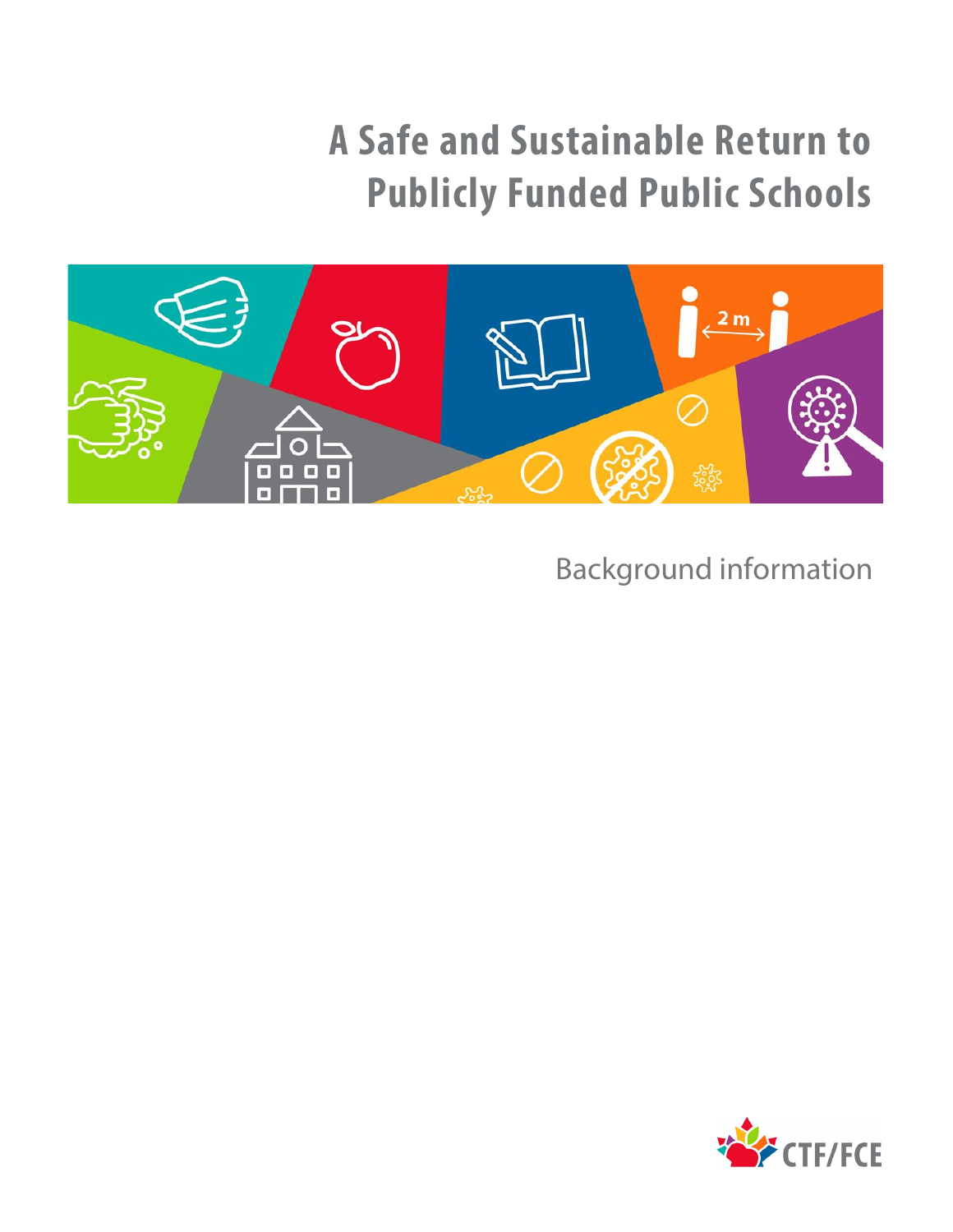# A Safe and Sustainable Return to Publicly Funded Public Schools

Background information

CTF/FCE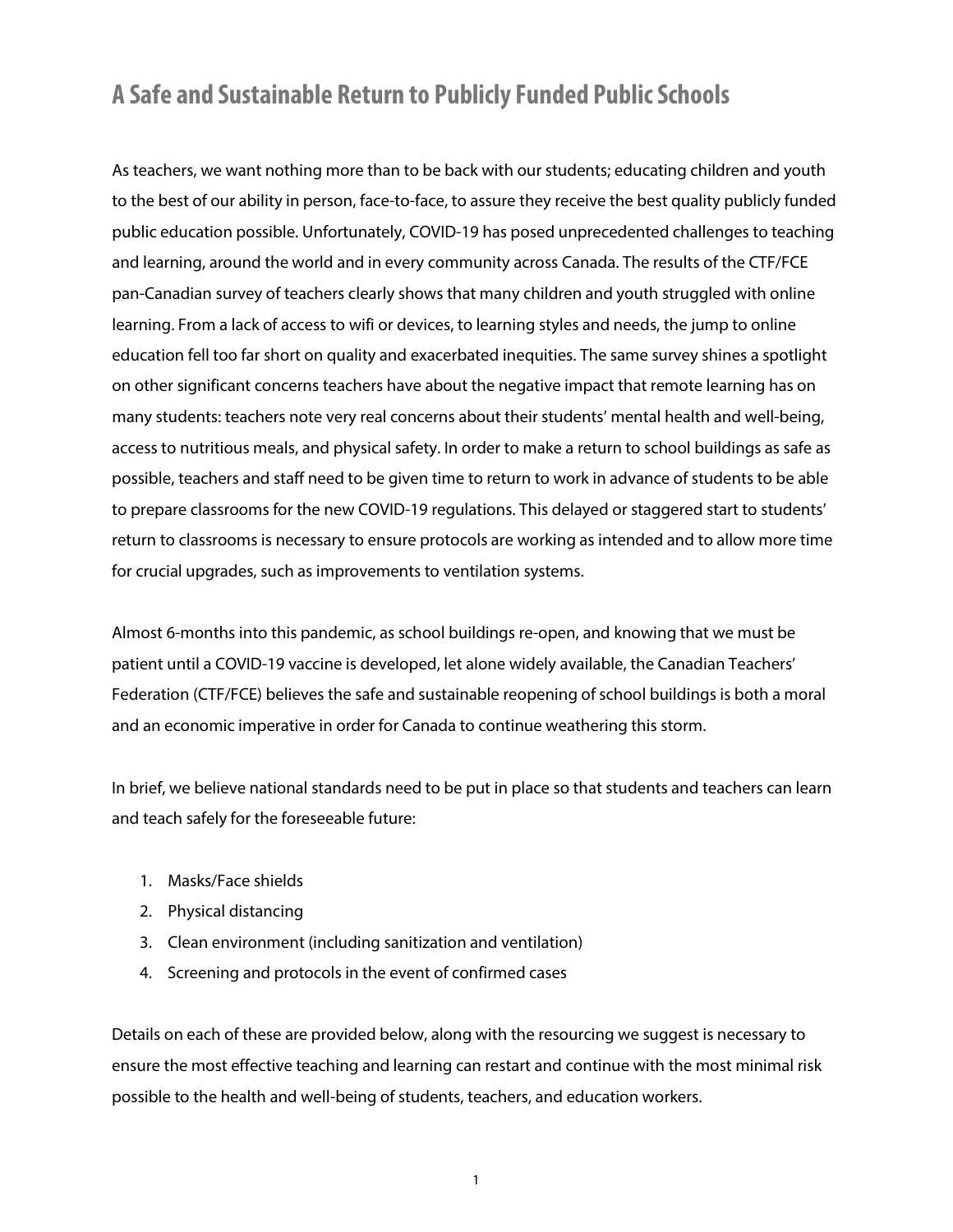# A Safe and Sustainable Return to Publicly Funded Public Schools

As teachers, we want nothing more than to be back with our students; educating children and youth to the best of our ability in person, face-to-face, to assure they receive the best quality publicly funded public education possible. Unfortunately, COVID-19 has posed unprecedented challenges to teaching and learning, around the world and in every community across Canada. The results of the CTF/FCE pan-Canadian survey of teachers clearly shows that many children and youth struggled with online learning. From a lack of access to wifi or devices, to learning styles and needs, the jump to online education fell too far short on quality and exacerbated inequities. The same survey shines a spotlight on other significant concerns teachers have about the negative impact that remote learning has on many students: teachers note very real concerns about their students' mental health and well-being, access to nutritious meals, and physical safety. In order to make a return to school buildings as safe as possible, teachers and staff need to be given time to return to work in advance of students to be able to prepare classrooms for the new COVID-19 regulations. This delayed or staggered start to students' return to classrooms is necessary to ensure protocols are working as intended and to allow more time for crucial upgrades, such as improvements to ventilation systems.

Almost 6-months into this pandemic, as school buildings re-open, and knowing that we must be patient until a COVID-19 vaccine is developed, let alone widely available, the Canadian Teachers' Federation (CTF/FCE) believes the safe and sustainable reopening of school buildings is both a moral and an economic imperative in order for Canada to continue weathering this storm.

In brief, we believe national standards need to be put in place so that students and teachers can learn and teach safely for the foreseeable future:

1. Masks/Face shields
2. Physical distancing
3. Clean environment (including sanitization and ventilation)
4. Screening and protocols in the event of confirmed cases

Details on each of these are provided below, along with the resourcing we suggest is necessary to ensure the most effective teaching and learning can restart and continue with the most minimal risk possible to the health and well-being of students, teachers, and education workers.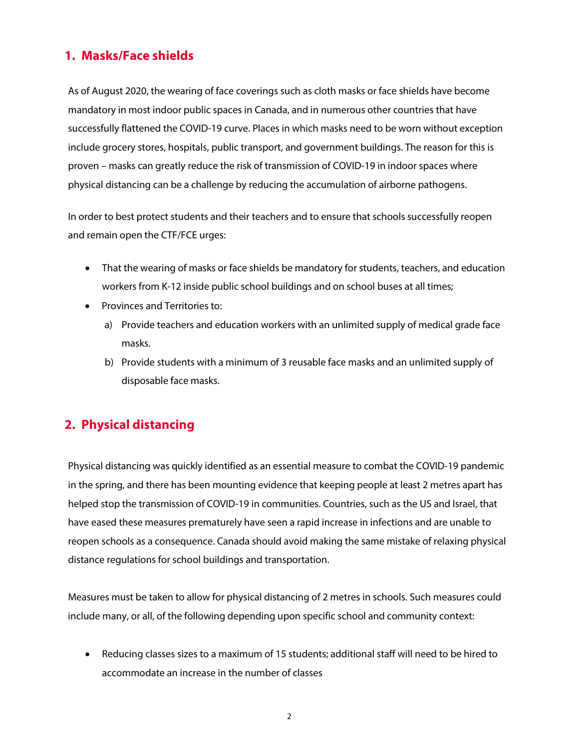## 1. Masks/Face shields

As of August 2020, the wearing of face coverings such as cloth masks or face shields have become mandatory in most indoor public spaces in Canada, and in numerous other countries that have successfully flattened the COVID-19 curve. Places in which masks need to be worn without exception include grocery stores, hospitals, public transport, and government buildings. The reason for this is proven – masks can greatly reduce the risk of transmission of COVID-19 in indoor spaces where physical distancing can be a challenge by reducing the accumulation of airborne pathogens.

In order to best protect students and their teachers and to ensure that schools successfully reopen and remain open the CTF/FCE urges:

- That the wearing of masks or face shields be mandatory for students, teachers, and education workers from K-12 inside public school buildings and on school buses at all times;
- Provinces and Territories to:
  a) Provide teachers and education workers with an unlimited supply of medical grade face masks.
  b) Provide students with a minimum of 3 reusable face masks and an unlimited supply of disposable face masks.

## 2. Physical distancing

Physical distancing was quickly identified as an essential measure to combat the COVID-19 pandemic in the spring, and there has been mounting evidence that keeping people at least 2 metres apart has helped stop the transmission of COVID-19 in communities. Countries, such as the US and Israel, that have eased these measures prematurely have seen a rapid increase in infections and are unable to reopen schools as a consequence. Canada should avoid making the same mistake of relaxing physical distance regulations for school buildings and transportation.

Measures must be taken to allow for physical distancing of 2 metres in schools. Such measures could include many, or all, of the following depending upon specific school and community context:

- Reducing classes sizes to a maximum of 15 students; additional staff will need to be hired to accommodate an increase in the number of classes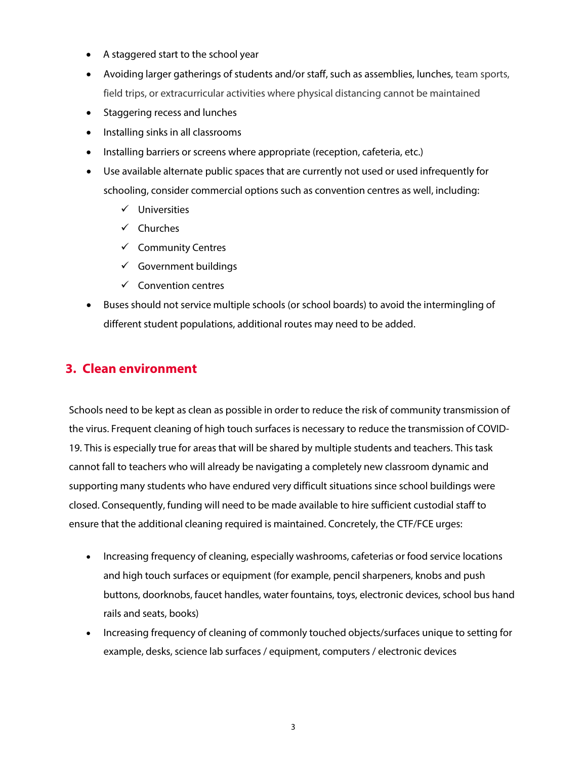- A staggered start to the school year
- Avoiding larger gatherings of students and/or staff, such as assemblies, lunches, team sports, field trips, or extracurricular activities where physical distancing cannot be maintained
- Staggering recess and lunches
- Installing sinks in all classrooms
- Installing barriers or screens where appropriate (reception, cafeteria, etc.)
- Use available alternate public spaces that are currently not used or used infrequently for schooling, consider commercial options such as convention centres as well, including:
  - ✓ Universities
  - ✓ Churches
  - ✓ Community Centres
  - ✓ Government buildings
  - ✓ Convention centres
- Buses should not service multiple schools (or school boards) to avoid the intermingling of different student populations, additional routes may need to be added.

## 3. Clean environment

Schools need to be kept as clean as possible in order to reduce the risk of community transmission of the virus. Frequent cleaning of high touch surfaces is necessary to reduce the transmission of COVID-19. This is especially true for areas that will be shared by multiple students and teachers. This task cannot fall to teachers who will already be navigating a completely new classroom dynamic and supporting many students who have endured very difficult situations since school buildings were closed. Consequently, funding will need to be made available to hire sufficient custodial staff to ensure that the additional cleaning required is maintained. Concretely, the CTF/FCE urges:

- Increasing frequency of cleaning, especially washrooms, cafeterias or food service locations and high touch surfaces or equipment (for example, pencil sharpeners, knobs and push buttons, doorknobs, faucet handles, water fountains, toys, electronic devices, school bus hand rails and seats, books)
- Increasing frequency of cleaning of commonly touched objects/surfaces unique to setting for example, desks, science lab surfaces / equipment, computers / electronic devices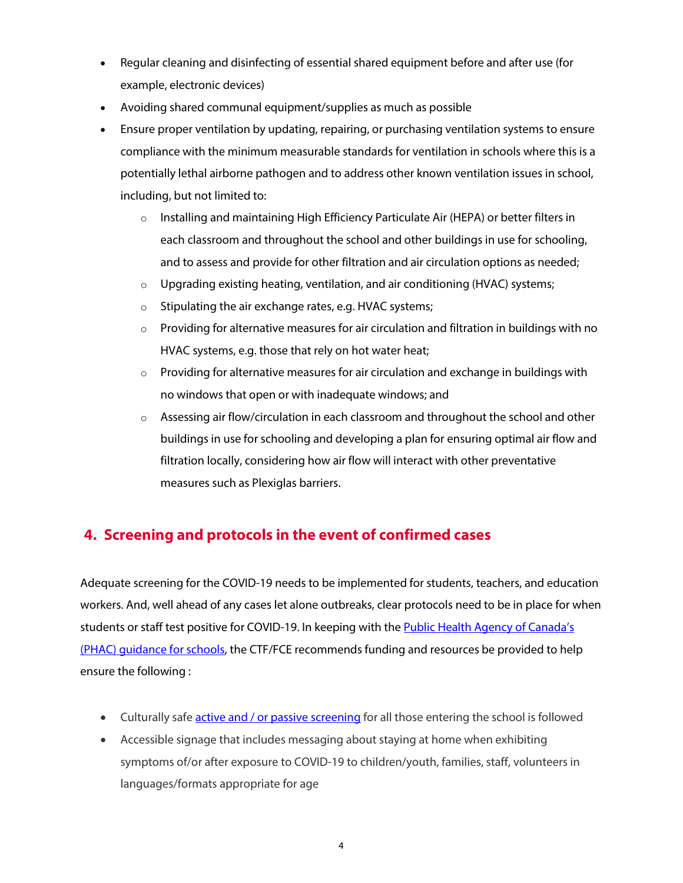- Regular cleaning and disinfecting of essential shared equipment before and after use (for example, electronic devices)
- Avoiding shared communal equipment/supplies as much as possible
- Ensure proper ventilation by updating, repairing, or purchasing ventilation systems to ensure compliance with the minimum measurable standards for ventilation in schools where this is a potentially lethal airborne pathogen and to address other known ventilation issues in school, including, but not limited to:
  - Installing and maintaining High Efficiency Particulate Air (HEPA) or better filters in each classroom and throughout the school and other buildings in use for schooling, and to assess and provide for other filtration and air circulation options as needed;
  - Upgrading existing heating, ventilation, and air conditioning (HVAC) systems;
  - Stipulating the air exchange rates, e.g. HVAC systems;
  - Providing for alternative measures for air circulation and filtration in buildings with no HVAC systems, e.g. those that rely on hot water heat;
  - Providing for alternative measures for air circulation and exchange in buildings with no windows that open or with inadequate windows; and
  - Assessing air flow/circulation in each classroom and throughout the school and other buildings in use for schooling and developing a plan for ensuring optimal air flow and filtration locally, considering how air flow will interact with other preventative measures such as Plexiglas barriers.

## 4. Screening and protocols in the event of confirmed cases

Adequate screening for the COVID-19 needs to be implemented for students, teachers, and education workers. And, well ahead of any cases let alone outbreaks, clear protocols need to be in place for when students or staff test positive for COVID-19. In keeping with the Public Health Agency of Canada's (PHAC) guidance for schools, the CTF/FCE recommends funding and resources be provided to help ensure the following :

- Culturally safe active and / or passive screening for all those entering the school is followed
- Accessible signage that includes messaging about staying at home when exhibiting symptoms of/or after exposure to COVID-19 to children/youth, families, staff, volunteers in languages/formats appropriate for age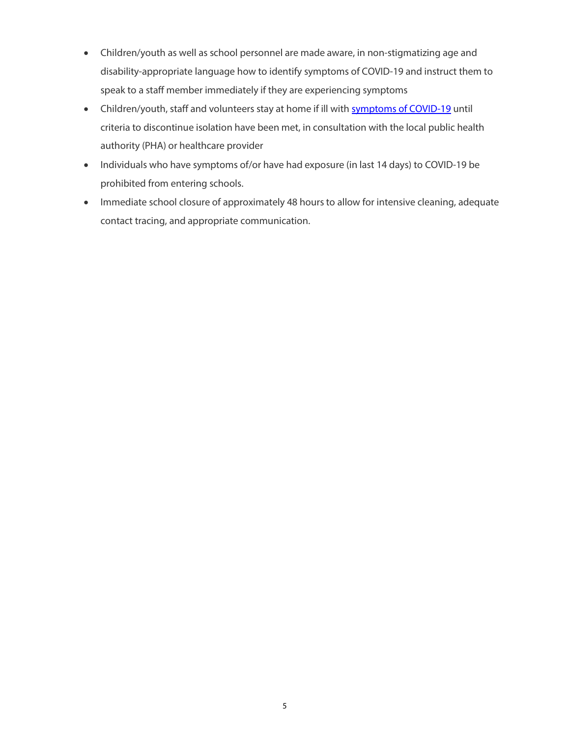- Children/youth as well as school personnel are made aware, in non-stigmatizing age and disability-appropriate language how to identify symptoms of COVID-19 and instruct them to speak to a staff member immediately if they are experiencing symptoms
- Children/youth, staff and volunteers stay at home if ill with symptoms of COVID-19 until criteria to discontinue isolation have been met, in consultation with the local public health authority (PHA) or healthcare provider
- Individuals who have symptoms of/or have had exposure (in last 14 days) to COVID-19 be prohibited from entering schools.
- Immediate school closure of approximately 48 hours to allow for intensive cleaning, adequate contact tracing, and appropriate communication.